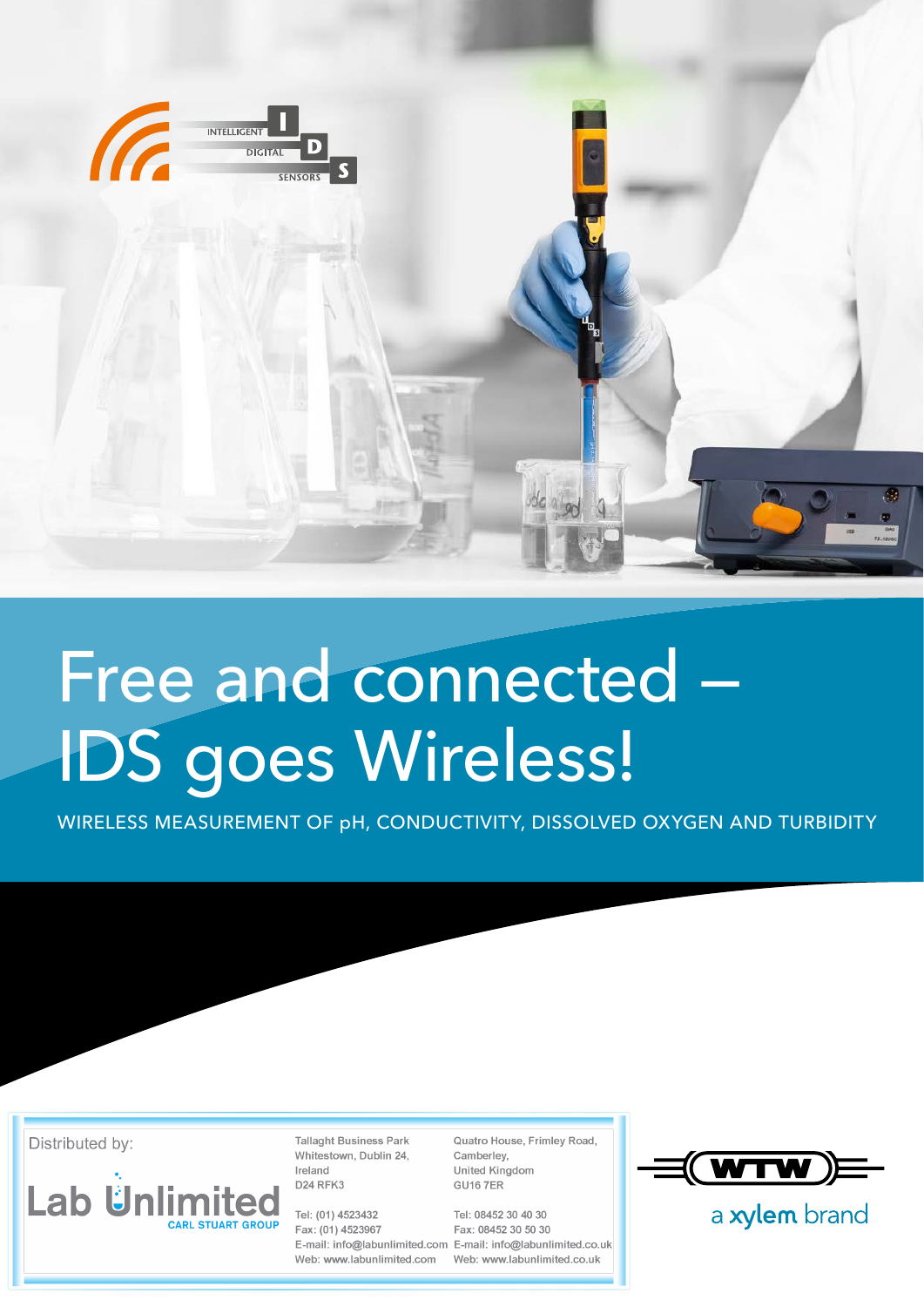INTELLIGENT DIGITAL SENSORS

# Free and connected – IDS goes Wireless!

WIRELESS MEASUREMENT OF pH, CONDUCTIVITY, DISSOLVED OXYGEN AND TURBIDITY

Distributed by:

Lab Unlimited
CARL STUART GROUP

Tallaght Business Park
Whitestown, Dublin 24,
Ireland
D24 RFK3

Tel: (01) 4523432
Fax: (01) 4523967
E-mail: info@labunlimited.com
Web: www.labunlimited.com

Quatro House, Frimley Road,
Camberley,
United Kingdom
GU16 7ER

Tel: 08452 30 40 30
Fax: 08452 30 50 30
E-mail: info@labunlimited.co.uk
Web: www.labunlimited.co.uk

WTW
a xylem brand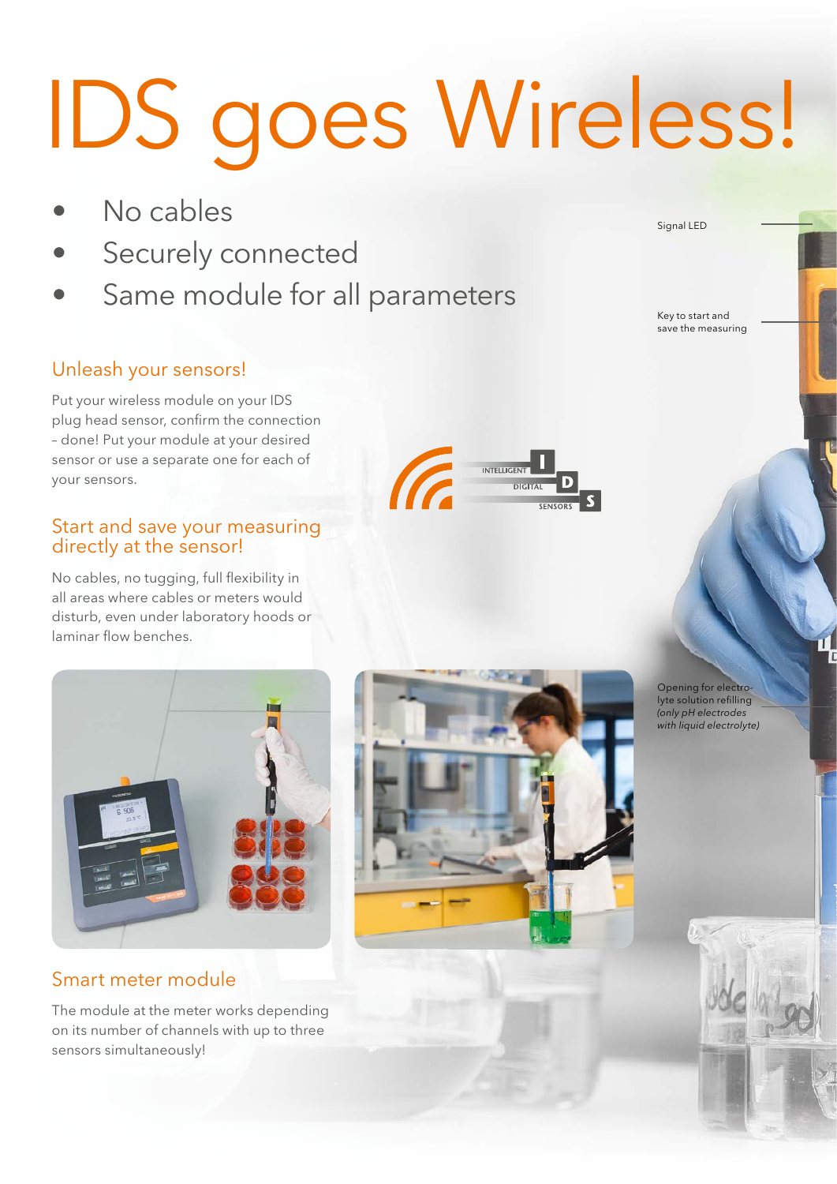# IDS goes Wireless!

- No cables
- Securely connected
- Same module for all parameters

Signal LED

Key to start and save the measuring

## Unleash your sensors!

Put your wireless module on your IDS plug head sensor, confirm the connection – done! Put your module at your desired sensor or use a separate one for each of your sensors.

## Start and save your measuring directly at the sensor!

No cables, no tugging, full flexibility in all areas where cables or meters would disturb, even under laboratory hoods or laminar flow benches.

Opening for electrolyte solution refilling *(only pH electrodes with liquid electrolyte)*

## Smart meter module

The module at the meter works depending on its number of channels with up to three sensors simultaneously!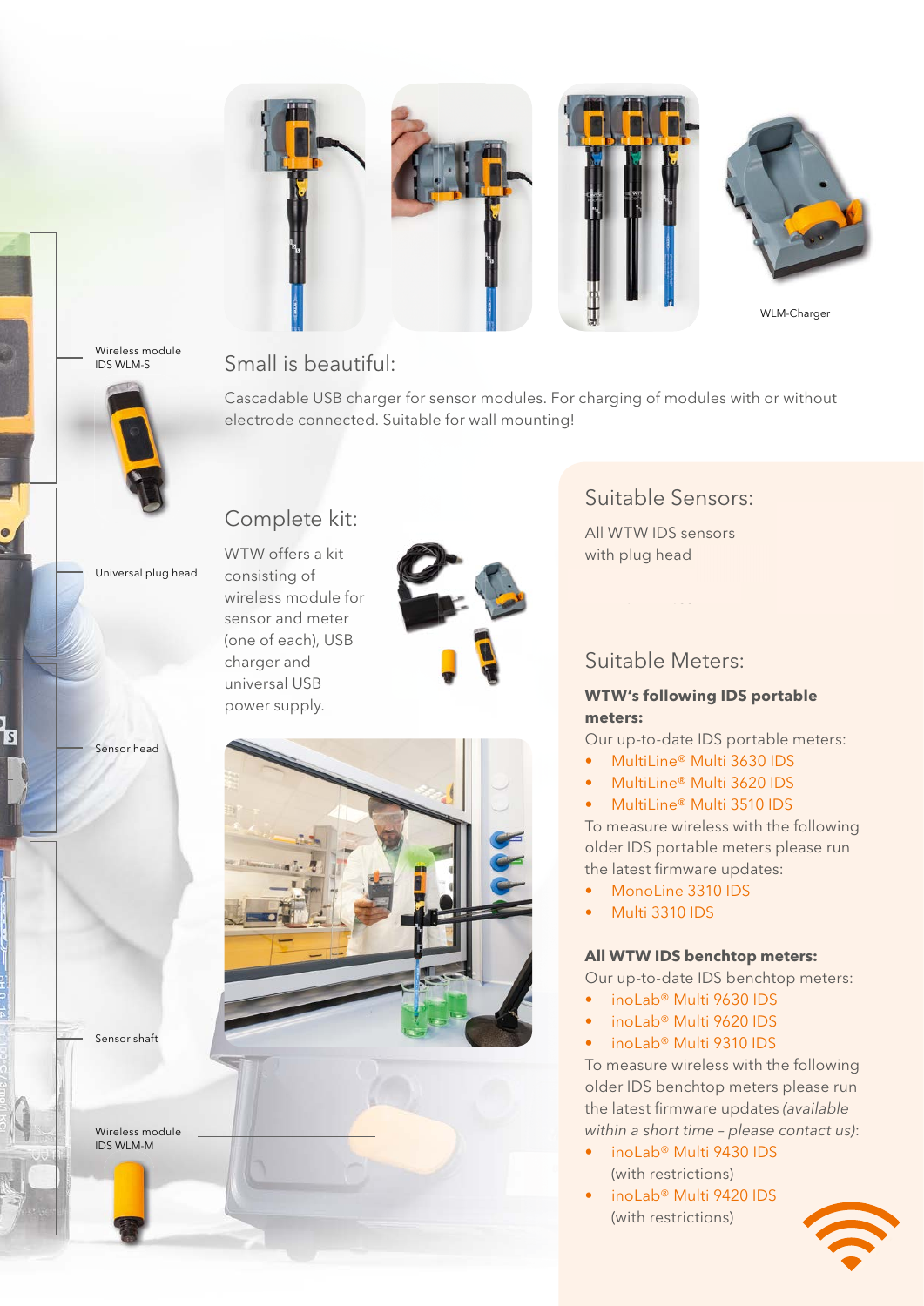WLM-Charger

Wireless module IDS WLM-S

Universal plug head

Sensor head

Sensor shaft

Wireless module IDS WLM-M

## Small is beautiful:

Cascadable USB charger for sensor modules. For charging of modules with or without electrode connected. Suitable for wall mounting!

## Complete kit:

WTW offers a kit consisting of wireless module for sensor and meter (one of each), USB charger and universal USB power supply.

## Suitable Sensors:

All WTW IDS sensors with plug head

## Suitable Meters:

**WTW's following IDS portable meters:**

Our up-to-date IDS portable meters:

- MultiLine® Multi 3630 IDS
- MultiLine® Multi 3620 IDS
- MultiLine® Multi 3510 IDS

To measure wireless with the following older IDS portable meters please run the latest firmware updates:

- MonoLine 3310 IDS
- Multi 3310 IDS

**All WTW IDS benchtop meters:**

Our up-to-date IDS benchtop meters:

- inoLab® Multi 9630 IDS
- inoLab® Multi 9620 IDS
- inoLab® Multi 9310 IDS

To measure wireless with the following older IDS benchtop meters please run the latest firmware updates *(available within a short time – please contact us)*:

- inoLab® Multi 9430 IDS (with restrictions)
- inoLab® Multi 9420 IDS (with restrictions)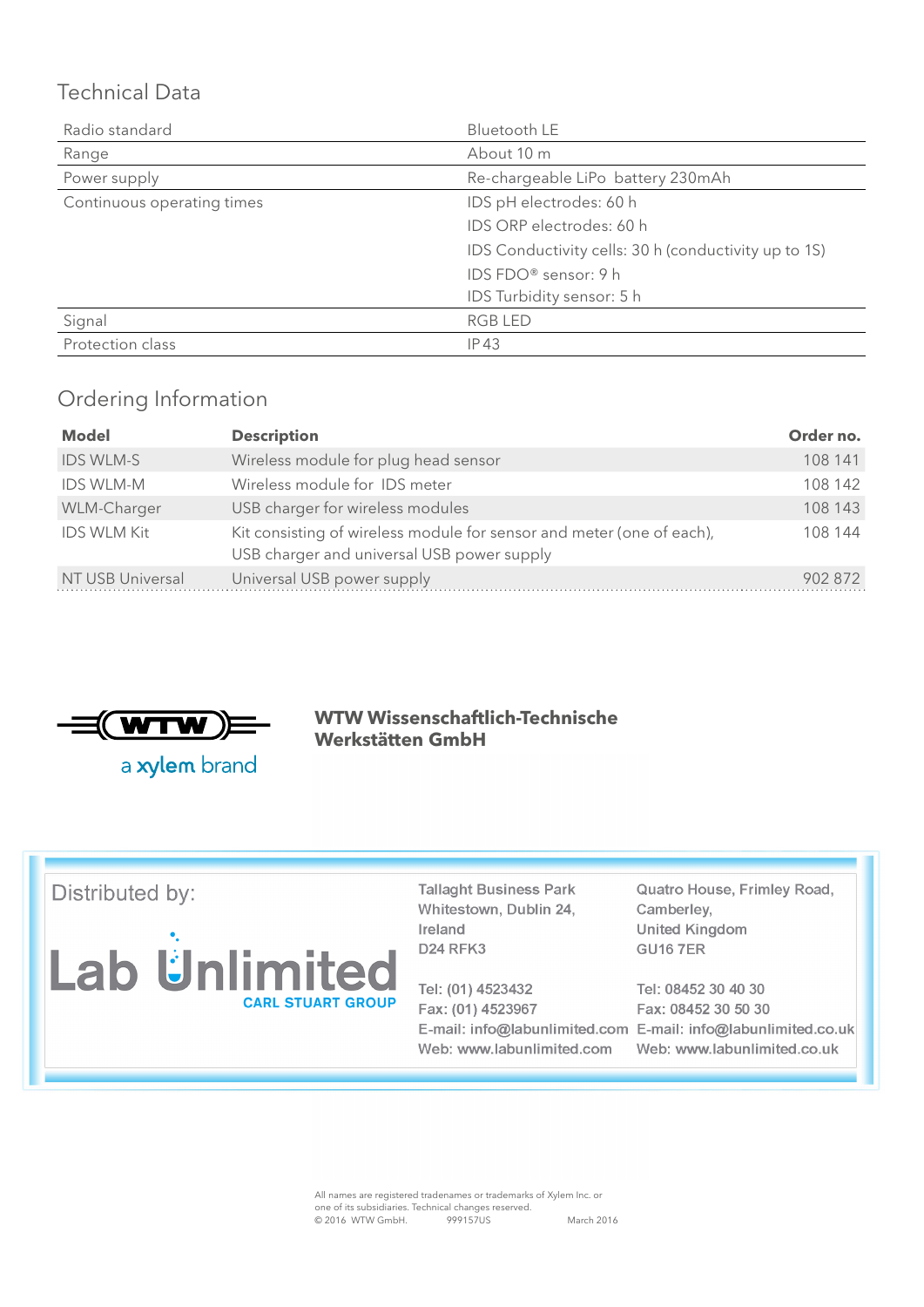## Technical Data

| | |
|---|---|
| Radio standard | Bluetooth LE |
| Range | About 10 m |
| Power supply | Re-chargeable LiPo battery 230mAh |
| Continuous operating times | IDS pH electrodes: 60 h<br>IDS ORP electrodes: 60 h<br>IDS Conductivity cells: 30 h (conductivity up to 1S)<br>IDS FDO® sensor: 9 h<br>IDS Turbidity sensor: 5 h |
| Signal | RGB LED |
| Protection class | IP43 |

## Ordering Information

| Model | Description | Order no. |
|---|---|---|
| IDS WLM-S | Wireless module for plug head sensor | 108 141 |
| IDS WLM-M | Wireless module for IDS meter | 108 142 |
| WLM-Charger | USB charger for wireless modules | 108 143 |
| IDS WLM Kit | Kit consisting of wireless module for sensor and meter (one of each), USB charger and universal USB power supply | 108 144 |
| NT USB Universal | Universal USB power supply | 902 872 |

WTW a xylem brand

**WTW Wissenschaftlich-Technische Werkstätten GmbH**

Distributed by:

Lab Unlimited
CARL STUART GROUP

Tallaght Business Park
Whitestown, Dublin 24,
Ireland
D24 RFK3

Tel: (01) 4523432
Fax: (01) 4523967
E-mail: info@labunlimited.com
Web: www.labunlimited.com

Quatro House, Frimley Road,
Camberley,
United Kingdom
GU16 7ER

Tel: 08452 30 40 30
Fax: 08452 30 50 30
E-mail: info@labunlimited.co.uk
Web: www.labunlimited.co.uk

All names are registered tradenames or trademarks of Xylem Inc. or one of its subsidiaries. Technical changes reserved.
© 2016 WTW GmbH. 999157US March 2016